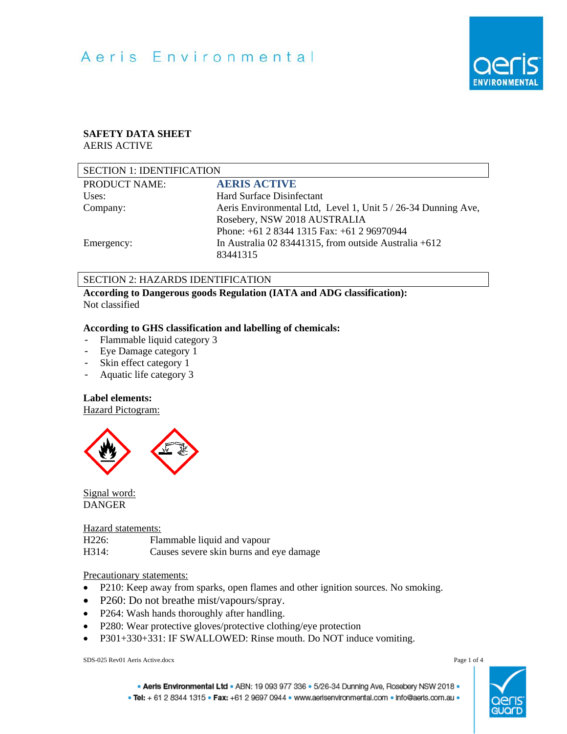# SAFETY DATA SHEET

AERIS ACTIVE

## SECTION 1: IDENTIFICATION

| | |
|---|---|
| PRODUCT NAME: | **AERIS ACTIVE** |
| Uses: | Hard Surface Disinfectant |
| Company: | Aeris Environmental Ltd, Level 1, Unit 5 / 26-34 Dunning Ave, Rosebery, NSW 2018 AUSTRALIA<br>Phone: +61 2 8344 1315 Fax: +61 2 96970944 |
| Emergency: | In Australia 02 83441315, from outside Australia +612 83441315 |

## SECTION 2: HAZARDS IDENTIFICATION

**According to Dangerous goods Regulation (IATA and ADG classification):**
Not classified

**According to GHS classification and labelling of chemicals:**

- Flammable liquid category 3
- Eye Damage category 1
- Skin effect category 1
- Aquatic life category 3

**Label elements:**

Hazard Pictogram:

Signal word:
DANGER

Hazard statements:

| | |
|---|---|
| H226: | Flammable liquid and vapour |
| H314: | Causes severe skin burns and eye damage |

Precautionary statements:

- P210: Keep away from sparks, open flames and other ignition sources. No smoking.
- P260: Do not breathe mist/vapours/spray.
- P264: Wash hands thoroughly after handling.
- P280: Wear protective gloves/protective clothing/eye protection
- P301+330+331: IF SWALLOWED: Rinse mouth. Do NOT induce vomiting.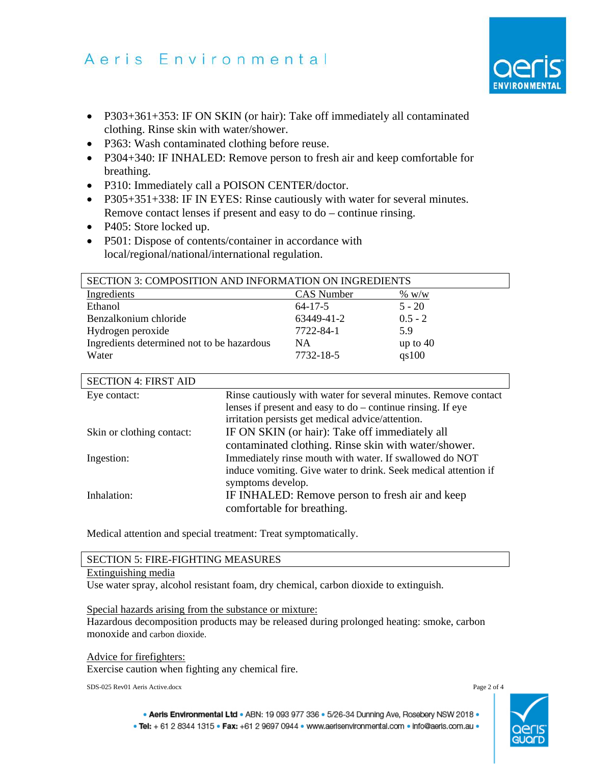- P303+361+353: IF ON SKIN (or hair): Take off immediately all contaminated clothing. Rinse skin with water/shower.
- P363: Wash contaminated clothing before reuse.
- P304+340: IF INHALED: Remove person to fresh air and keep comfortable for breathing.
- P310: Immediately call a POISON CENTER/doctor.
- P305+351+338: IF IN EYES: Rinse cautiously with water for several minutes. Remove contact lenses if present and easy to do – continue rinsing.
- P405: Store locked up.
- P501: Dispose of contents/container in accordance with local/regional/national/international regulation.

## SECTION 3: COMPOSITION AND INFORMATION ON INGREDIENTS

| Ingredients | CAS Number | % w/w |
|---|---|---|
| Ethanol | 64-17-5 | 5 - 20 |
| Benzalkonium chloride | 63449-41-2 | 0.5 - 2 |
| Hydrogen peroxide | 7722-84-1 | 5.9 |
| Ingredients determined not to be hazardous | NA | up to 40 |
| Water | 7732-18-5 | qs100 |

## SECTION 4: FIRST AID

| | |
|---|---|
| Eye contact: | Rinse cautiously with water for several minutes. Remove contact lenses if present and easy to do – continue rinsing. If eye irritation persists get medical advice/attention. |
| Skin or clothing contact: | IF ON SKIN (or hair): Take off immediately all contaminated clothing. Rinse skin with water/shower. |
| Ingestion: | Immediately rinse mouth with water. If swallowed do NOT induce vomiting. Give water to drink. Seek medical attention if symptoms develop. |
| Inhalation: | IF INHALED: Remove person to fresh air and keep comfortable for breathing. |

Medical attention and special treatment: Treat symptomatically.

## SECTION 5: FIRE-FIGHTING MEASURES

Extinguishing media

Use water spray, alcohol resistant foam, dry chemical, carbon dioxide to extinguish.

Special hazards arising from the substance or mixture:

Hazardous decomposition products may be released during prolonged heating: smoke, carbon monoxide and carbon dioxide.

Advice for firefighters:

Exercise caution when fighting any chemical fire.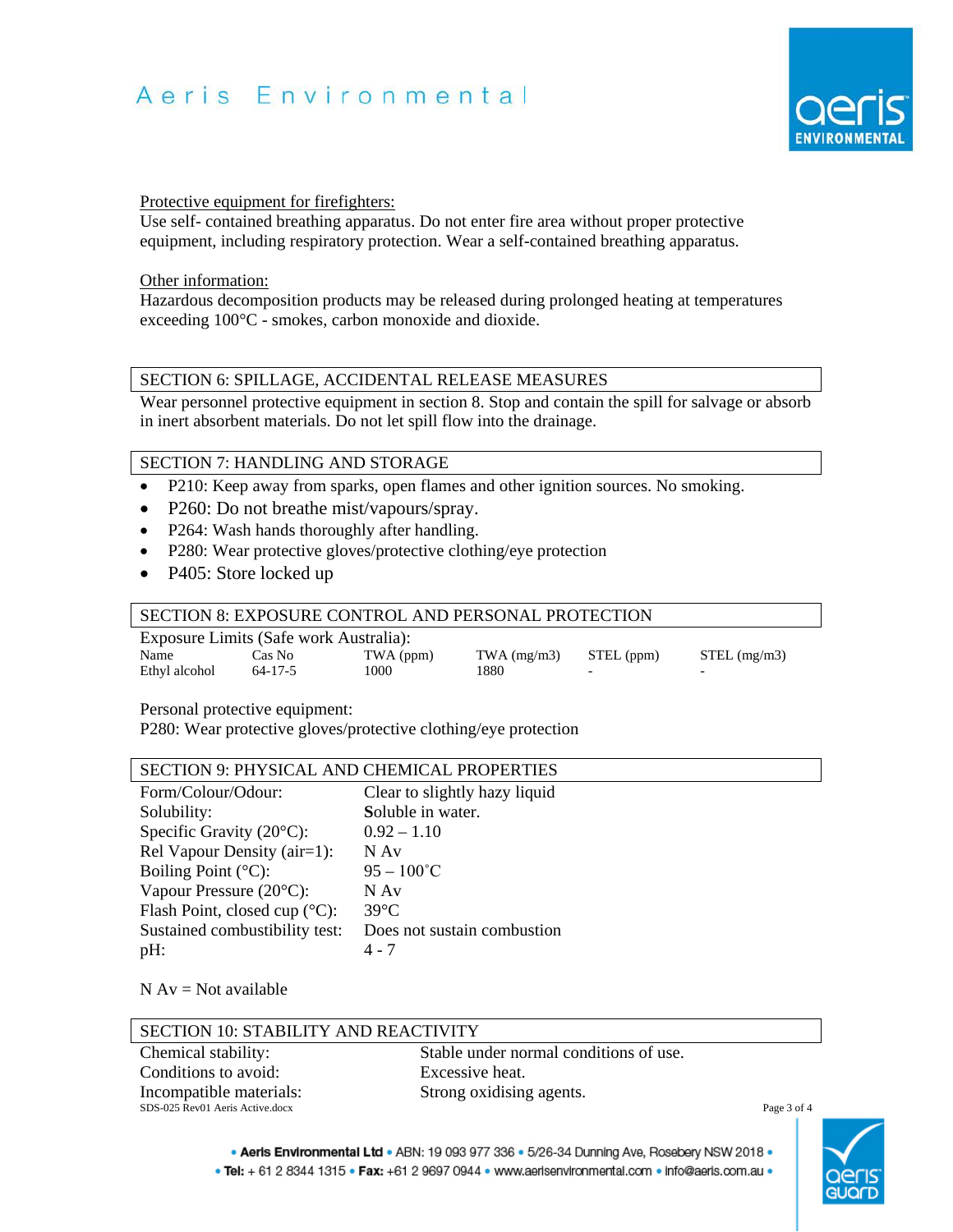Protective equipment for firefighters:
Use self- contained breathing apparatus. Do not enter fire area without proper protective equipment, including respiratory protection. Wear a self-contained breathing apparatus.

Other information:
Hazardous decomposition products may be released during prolonged heating at temperatures exceeding 100°C - smokes, carbon monoxide and dioxide.

## SECTION 6: SPILLAGE, ACCIDENTAL RELEASE MEASURES

Wear personnel protective equipment in section 8. Stop and contain the spill for salvage or absorb in inert absorbent materials. Do not let spill flow into the drainage.

## SECTION 7: HANDLING AND STORAGE

- P210: Keep away from sparks, open flames and other ignition sources. No smoking.
- P260: Do not breathe mist/vapours/spray.
- P264: Wash hands thoroughly after handling.
- P280: Wear protective gloves/protective clothing/eye protection
- P405: Store locked up

## SECTION 8: EXPOSURE CONTROL AND PERSONAL PROTECTION

Exposure Limits (Safe work Australia):

| Name | Cas No | TWA (ppm) | TWA (mg/m3) | STEL (ppm) | STEL (mg/m3) |
|---|---|---|---|---|---|
| Ethyl alcohol | 64-17-5 | 1000 | 1880 | - | - |

Personal protective equipment:
P280: Wear protective gloves/protective clothing/eye protection

## SECTION 9: PHYSICAL AND CHEMICAL PROPERTIES

| | |
|---|---|
| Form/Colour/Odour: | Clear to slightly hazy liquid |
| Solubility: | Soluble in water. |
| Specific Gravity (20°C): | 0.92 – 1.10 |
| Rel Vapour Density (air=1): | N Av |
| Boiling Point (°C): | 95 – 100˚C |
| Vapour Pressure (20°C): | N Av |
| Flash Point, closed cup (°C): | 39°C |
| Sustained combustibility test: | Does not sustain combustion |
| pH: | 4 - 7 |

N Av = Not available

## SECTION 10: STABILITY AND REACTIVITY

| | |
|---|---|
| Chemical stability: | Stable under normal conditions of use. |
| Conditions to avoid: | Excessive heat. |
| Incompatible materials: | Strong oxidising agents. |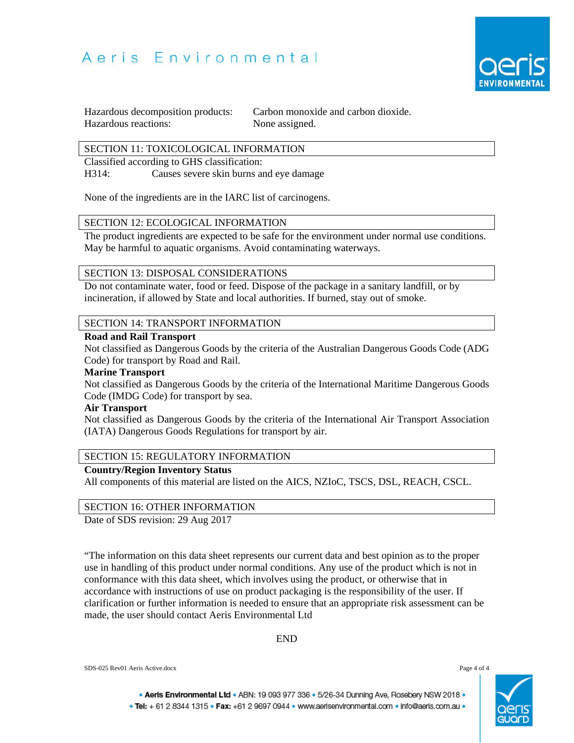Hazardous decomposition products: Carbon monoxide and carbon dioxide.
Hazardous reactions: None assigned.

## SECTION 11: TOXICOLOGICAL INFORMATION

Classified according to GHS classification:
H314: Causes severe skin burns and eye damage

None of the ingredients are in the IARC list of carcinogens.

## SECTION 12: ECOLOGICAL INFORMATION

The product ingredients are expected to be safe for the environment under normal use conditions. May be harmful to aquatic organisms. Avoid contaminating waterways.

## SECTION 13: DISPOSAL CONSIDERATIONS

Do not contaminate water, food or feed. Dispose of the package in a sanitary landfill, or by incineration, if allowed by State and local authorities. If burned, stay out of smoke.

## SECTION 14: TRANSPORT INFORMATION

**Road and Rail Transport**
Not classified as Dangerous Goods by the criteria of the Australian Dangerous Goods Code (ADG Code) for transport by Road and Rail.

**Marine Transport**
Not classified as Dangerous Goods by the criteria of the International Maritime Dangerous Goods Code (IMDG Code) for transport by sea.

**Air Transport**
Not classified as Dangerous Goods by the criteria of the International Air Transport Association (IATA) Dangerous Goods Regulations for transport by air.

## SECTION 15: REGULATORY INFORMATION

**Country/Region Inventory Status**
All components of this material are listed on the AICS, NZIoC, TSCS, DSL, REACH, CSCL.

## SECTION 16: OTHER INFORMATION

Date of SDS revision: 29 Aug 2017

"The information on this data sheet represents our current data and best opinion as to the proper use in handling of this product under normal conditions. Any use of the product which is not in conformance with this data sheet, which involves using the product, or otherwise that in accordance with instructions of use on product packaging is the responsibility of the user. If clarification or further information is needed to ensure that an appropriate risk assessment can be made, the user should contact Aeris Environmental Ltd

END